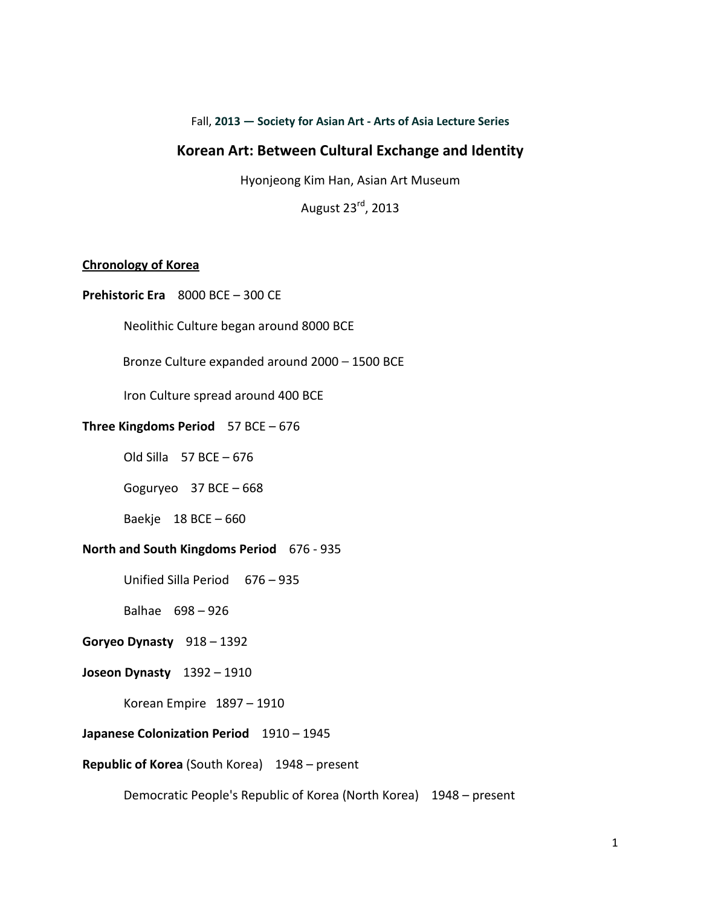Fall, **2013 — Society for Asian Art - Arts of Asia Lecture Series**

# Korean Art: Between Cultural Exchange and Identity

Hyonjeong Kim Han, Asian Art Museum

August 23rd, 2013

## Chronology of Korea

**Prehistoric Era** 8000 BCE – 300 CE

- Neolithic Culture began around 8000 BCE
- Bronze Culture expanded around 2000 – 1500 BCE
- Iron Culture spread around 400 BCE

**Three Kingdoms Period** 57 BCE – 676

- Old Silla 57 BCE – 676
- Goguryeo 37 BCE – 668
- Baekje 18 BCE – 660

**North and South Kingdoms Period** 676 - 935

- Unified Silla Period 676 – 935
- Balhae 698 – 926

**Goryeo Dynasty** 918 – 1392

**Joseon Dynasty** 1392 – 1910

- Korean Empire 1897 – 1910

**Japanese Colonization Period** 1910 – 1945

**Republic of Korea** (South Korea) 1948 – present

- Democratic People's Republic of Korea (North Korea) 1948 – present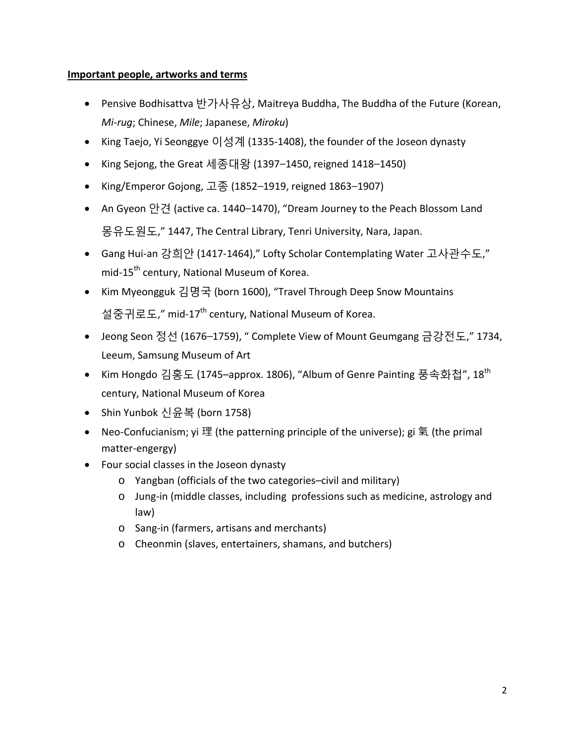**Important people, artworks and terms**

- Pensive Bodhisattva 반가사유상, Maitreya Buddha, The Buddha of the Future (Korean, *Mi-rug*; Chinese, *Mile*; Japanese, *Miroku*)
- King Taejo, Yi Seonggye 이성계 (1335-1408), the founder of the Joseon dynasty
- King Sejong, the Great 세종대왕 (1397–1450, reigned 1418–1450)
- King/Emperor Gojong, 고종 (1852–1919, reigned 1863–1907)
- An Gyeon 안견 (active ca. 1440–1470), "Dream Journey to the Peach Blossom Land 몽유도원도," 1447, The Central Library, Tenri University, Nara, Japan.
- Gang Hui-an 강희안 (1417-1464)," Lofty Scholar Contemplating Water 고사관수도," mid-15th century, National Museum of Korea.
- Kim Myeongguk 김명국 (born 1600), "Travel Through Deep Snow Mountains 설중귀로도," mid-17th century, National Museum of Korea.
- Jeong Seon 정선 (1676–1759), " Complete View of Mount Geumgang 금강전도," 1734, Leeum, Samsung Museum of Art
- Kim Hongdo 김홍도 (1745–approx. 1806), "Album of Genre Painting 풍속화첩", 18th century, National Museum of Korea
- Shin Yunbok 신윤복 (born 1758)
- Neo-Confucianism; yi 理 (the patterning principle of the universe); gi 氣 (the primal matter-engergy)
- Four social classes in the Joseon dynasty
  - Yangban (officials of the two categories–civil and military)
  - Jung-in (middle classes, including professions such as medicine, astrology and law)
  - Sang-in (farmers, artisans and merchants)
  - Cheonmin (slaves, entertainers, shamans, and butchers)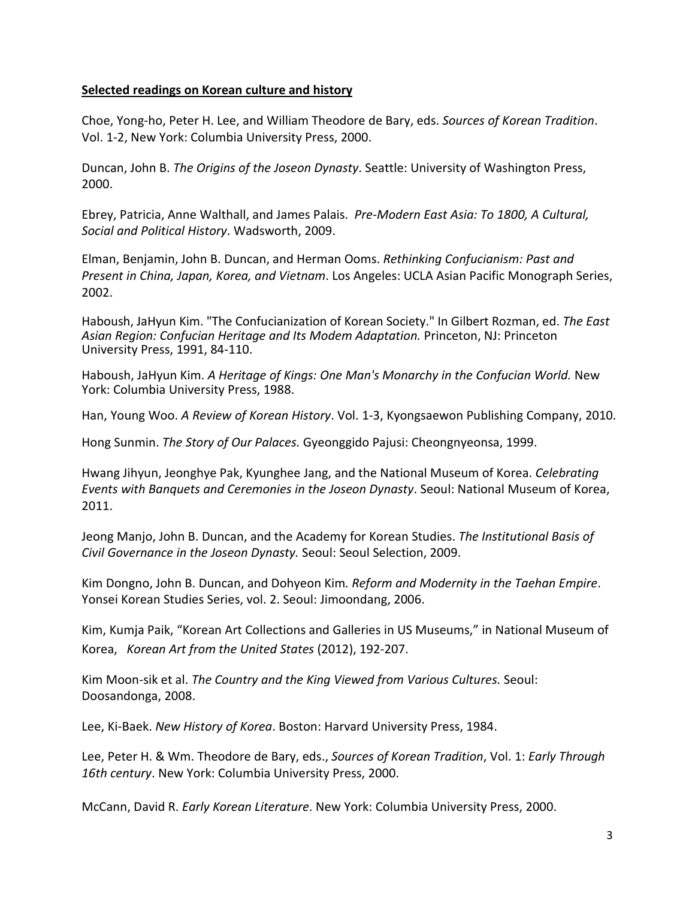**Selected readings on Korean culture and history**

Choe, Yong-ho, Peter H. Lee, and William Theodore de Bary, eds. *Sources of Korean Tradition*. Vol. 1-2, New York: Columbia University Press, 2000.

Duncan, John B. *The Origins of the Joseon Dynasty*. Seattle: University of Washington Press, 2000.

Ebrey, Patricia, Anne Walthall, and James Palais. *Pre-Modern East Asia: To 1800, A Cultural, Social and Political History*. Wadsworth, 2009.

Elman, Benjamin, John B. Duncan, and Herman Ooms. *Rethinking Confucianism: Past and Present in China, Japan, Korea, and Vietnam*. Los Angeles: UCLA Asian Pacific Monograph Series, 2002.

Haboush, JaHyun Kim. "The Confucianization of Korean Society." In Gilbert Rozman, ed. *The East Asian Region: Confucian Heritage and Its Modem Adaptation.* Princeton, NJ: Princeton University Press, 1991, 84-110.

Haboush, JaHyun Kim. *A Heritage of Kings: One Man's Monarchy in the Confucian World.* New York: Columbia University Press, 1988.

Han, Young Woo. *A Review of Korean History*. Vol. 1-3, Kyongsaewon Publishing Company, 2010.

Hong Sunmin. *The Story of Our Palaces.* Gyeonggido Pajusi: Cheongnyeonsa, 1999.

Hwang Jihyun, Jeonghye Pak, Kyunghee Jang, and the National Museum of Korea. *Celebrating Events with Banquets and Ceremonies in the Joseon Dynasty*. Seoul: National Museum of Korea, 2011.

Jeong Manjo, John B. Duncan, and the Academy for Korean Studies. *The Institutional Basis of Civil Governance in the Joseon Dynasty.* Seoul: Seoul Selection, 2009.

Kim Dongno, John B. Duncan, and Dohyeon Kim*. Reform and Modernity in the Taehan Empire*. Yonsei Korean Studies Series, vol. 2. Seoul: Jimoondang, 2006.

Kim, Kumja Paik, "Korean Art Collections and Galleries in US Museums," in National Museum of Korea, *Korean Art from the United States* (2012), 192-207.

Kim Moon-sik et al. *The Country and the King Viewed from Various Cultures.* Seoul: Doosandonga, 2008.

Lee, Ki-Baek. *New History of Korea*. Boston: Harvard University Press, 1984.

Lee, Peter H. & Wm. Theodore de Bary, eds., *Sources of Korean Tradition*, Vol. 1: *Early Through 16th century*. New York: Columbia University Press, 2000.

McCann, David R. *Early Korean Literature*. New York: Columbia University Press, 2000.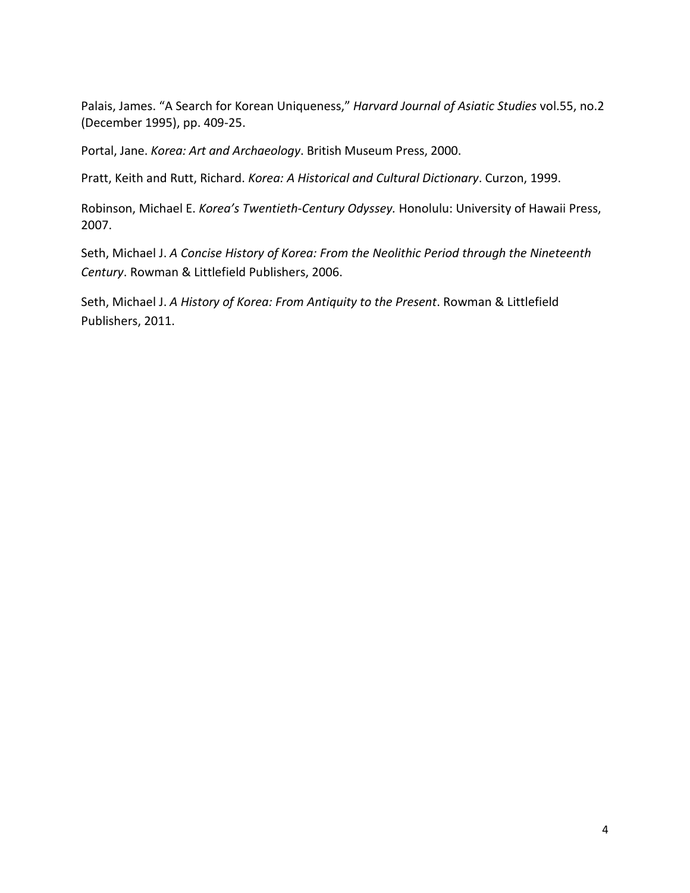Palais, James. “A Search for Korean Uniqueness,” *Harvard Journal of Asiatic Studies* vol.55, no.2 (December 1995), pp. 409-25.

Portal, Jane. *Korea: Art and Archaeology*. British Museum Press, 2000.

Pratt, Keith and Rutt, Richard. *Korea: A Historical and Cultural Dictionary*. Curzon, 1999.

Robinson, Michael E. *Korea’s Twentieth-Century Odyssey.* Honolulu: University of Hawaii Press, 2007.

Seth, Michael J. *A Concise History of Korea: From the Neolithic Period through the Nineteenth Century*. Rowman & Littlefield Publishers, 2006.

Seth, Michael J. *A History of Korea: From Antiquity to the Present*. Rowman & Littlefield Publishers, 2011.